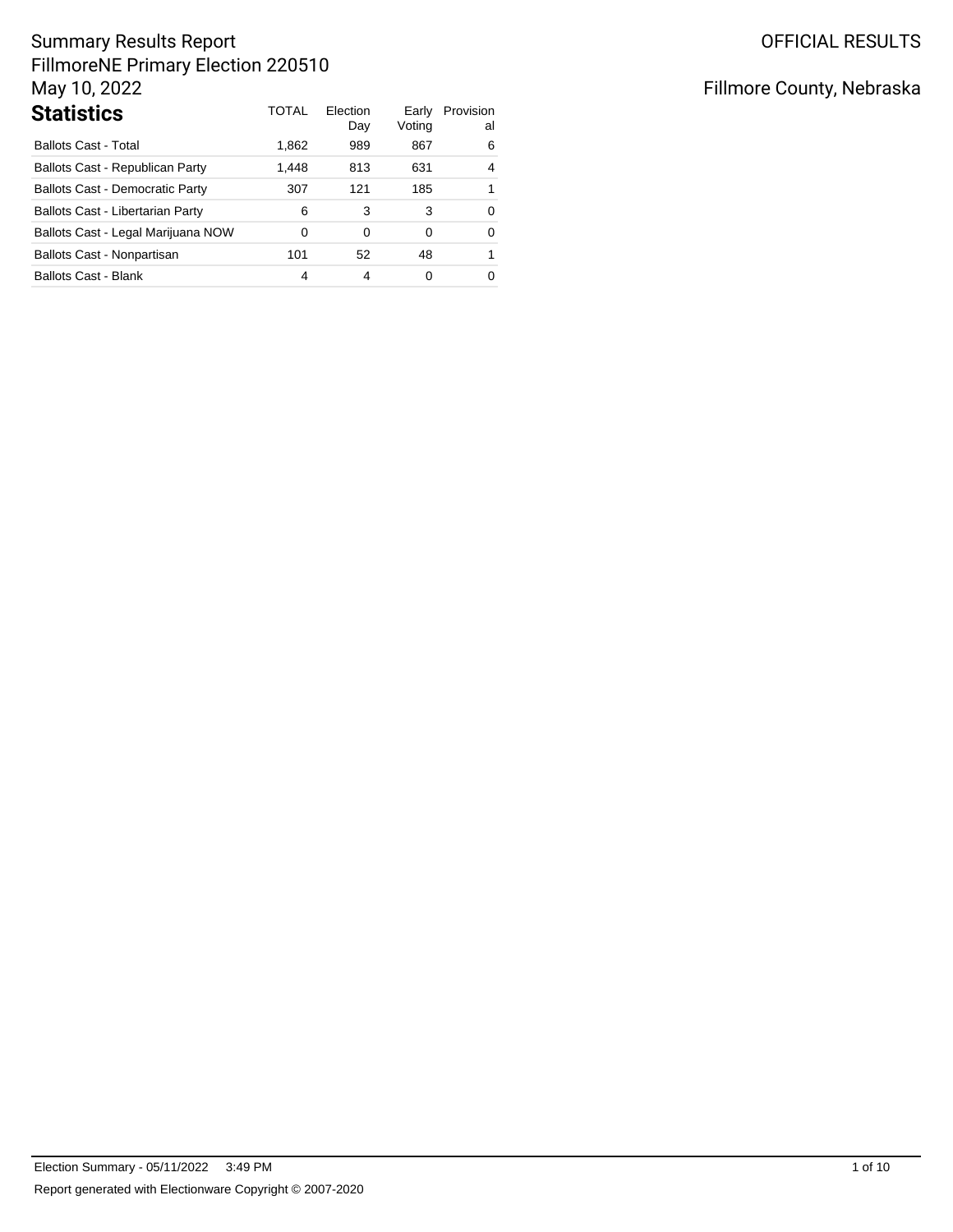Summary Results Report
FillmoreNE Primary Election 220510
May 10, 2022

OFFICIAL RESULTS

Fillmore County, Nebraska

## Statistics

| | TOTAL | Election Day | Early Voting | Provisional |
|---|---|---|---|---|
| Ballots Cast - Total | 1,862 | 989 | 867 | 6 |
| Ballots Cast - Republican Party | 1,448 | 813 | 631 | 4 |
| Ballots Cast - Democratic Party | 307 | 121 | 185 | 1 |
| Ballots Cast - Libertarian Party | 6 | 3 | 3 | 0 |
| Ballots Cast - Legal Marijuana NOW | 0 | 0 | 0 | 0 |
| Ballots Cast - Nonpartisan | 101 | 52 | 48 | 1 |
| Ballots Cast - Blank | 4 | 4 | 0 | 0 |

Election Summary - 05/11/2022 3:49 PM

Report generated with Electionware Copyright © 2007-2020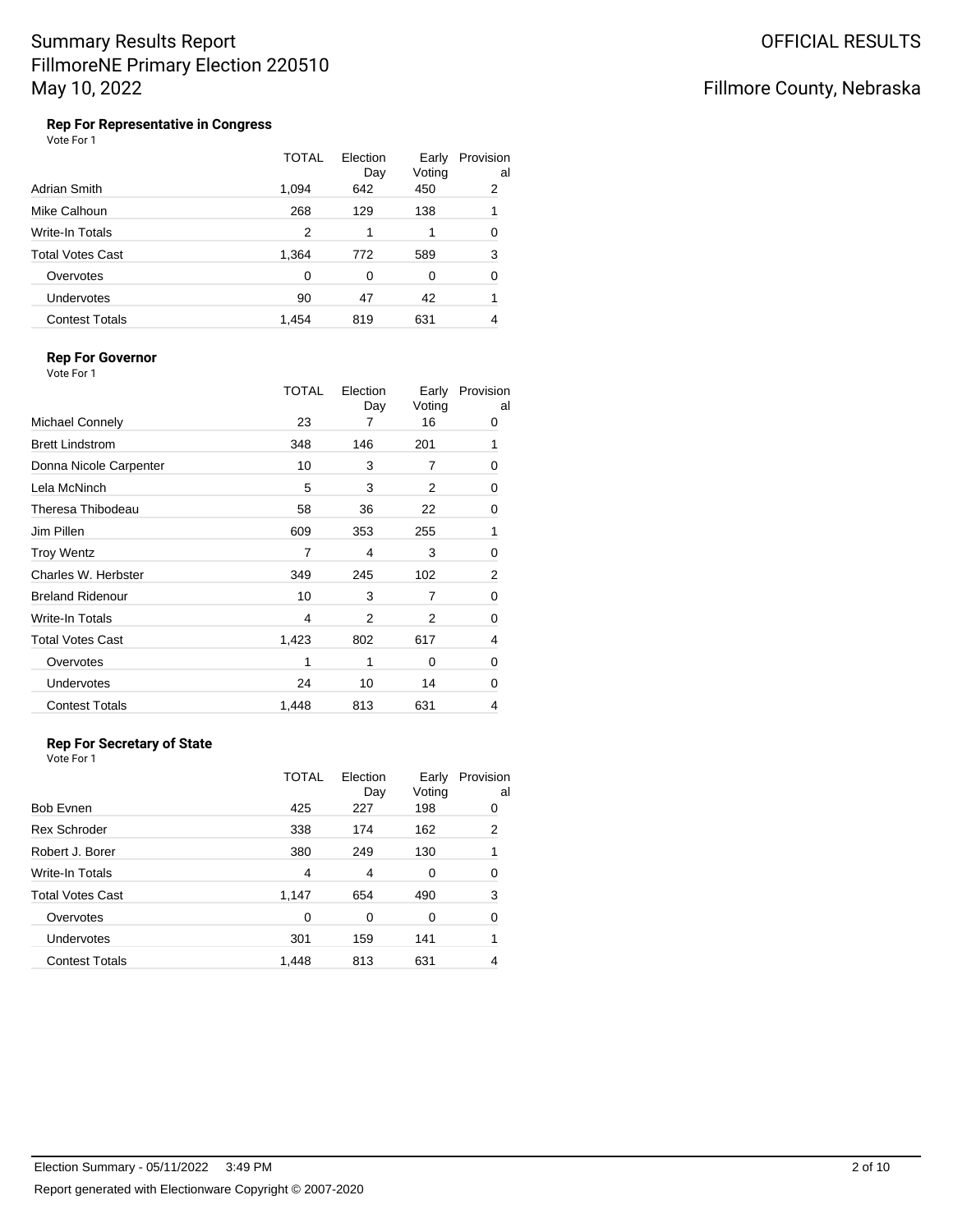# Summary Results Report
# FillmoreNE Primary Election 220510
# May 10, 2022

OFFICIAL RESULTS

Fillmore County, Nebraska

### Rep For Representative in Congress

Vote For 1

| | TOTAL | Election Day | Early Voting | Provisional |
|---|---|---|---|---|
| Adrian Smith | 1,094 | 642 | 450 | 2 |
| Mike Calhoun | 268 | 129 | 138 | 1 |
| Write-In Totals | 2 | 1 | 1 | 0 |
| Total Votes Cast | 1,364 | 772 | 589 | 3 |
| Overvotes | 0 | 0 | 0 | 0 |
| Undervotes | 90 | 47 | 42 | 1 |
| Contest Totals | 1,454 | 819 | 631 | 4 |

### Rep For Governor

Vote For 1

| | TOTAL | Election Day | Early Voting | Provisional |
|---|---|---|---|---|
| Michael Connely | 23 | 7 | 16 | 0 |
| Brett Lindstrom | 348 | 146 | 201 | 1 |
| Donna Nicole Carpenter | 10 | 3 | 7 | 0 |
| Lela McNinch | 5 | 3 | 2 | 0 |
| Theresa Thibodeau | 58 | 36 | 22 | 0 |
| Jim Pillen | 609 | 353 | 255 | 1 |
| Troy Wentz | 7 | 4 | 3 | 0 |
| Charles W. Herbster | 349 | 245 | 102 | 2 |
| Breland Ridenour | 10 | 3 | 7 | 0 |
| Write-In Totals | 4 | 2 | 2 | 0 |
| Total Votes Cast | 1,423 | 802 | 617 | 4 |
| Overvotes | 1 | 1 | 0 | 0 |
| Undervotes | 24 | 10 | 14 | 0 |
| Contest Totals | 1,448 | 813 | 631 | 4 |

### Rep For Secretary of State

Vote For 1

| | TOTAL | Election Day | Early Voting | Provisional |
|---|---|---|---|---|
| Bob Evnen | 425 | 227 | 198 | 0 |
| Rex Schroder | 338 | 174 | 162 | 2 |
| Robert J. Borer | 380 | 249 | 130 | 1 |
| Write-In Totals | 4 | 4 | 0 | 0 |
| Total Votes Cast | 1,147 | 654 | 490 | 3 |
| Overvotes | 0 | 0 | 0 | 0 |
| Undervotes | 301 | 159 | 141 | 1 |
| Contest Totals | 1,448 | 813 | 631 | 4 |

Election Summary - 05/11/2022 3:49 PM

Report generated with Electionware Copyright © 2007-2020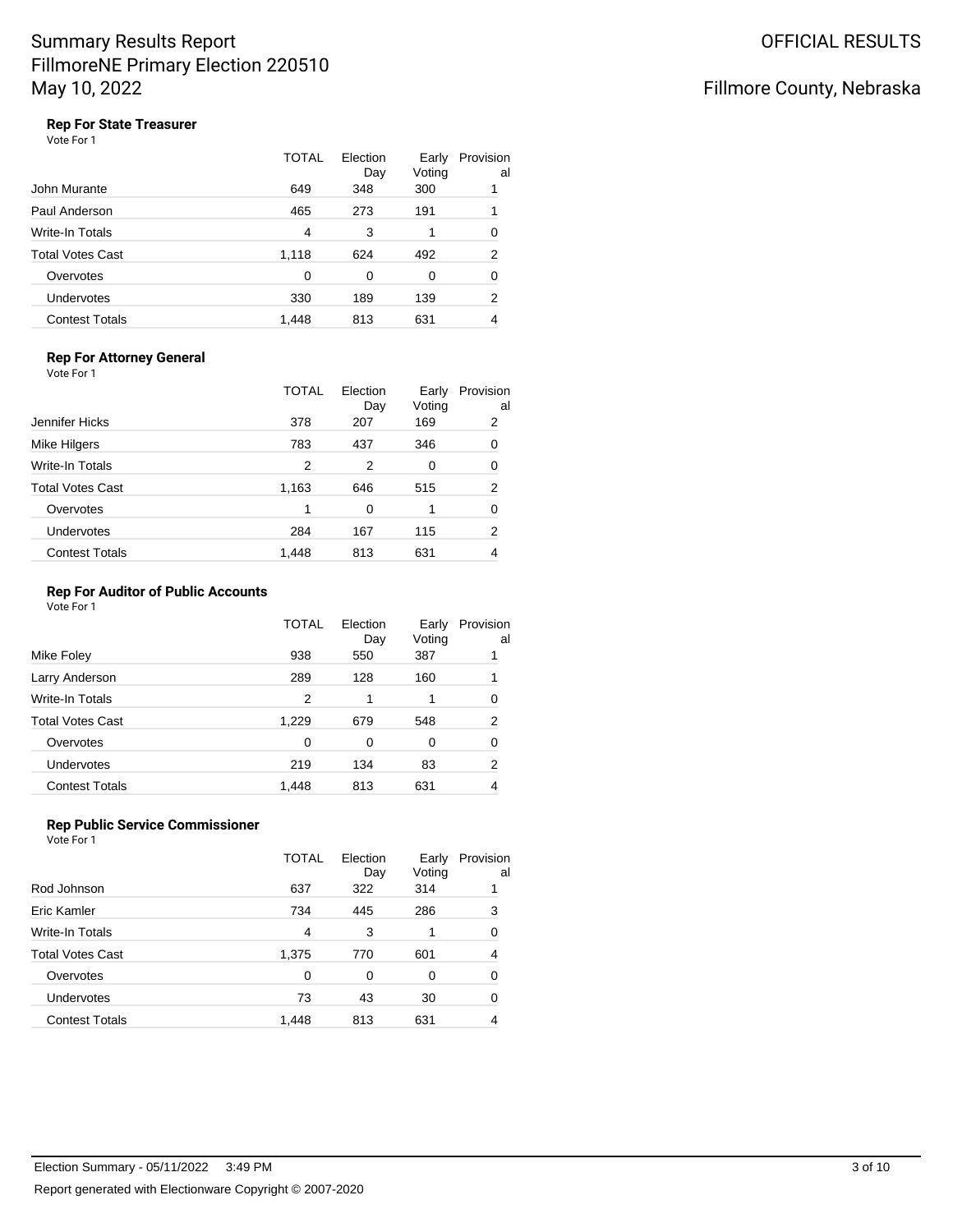# Summary Results Report

# FillmoreNE Primary Election 220510

# May 10, 2022

OFFICIAL RESULTS

Fillmore County, Nebraska

### Rep For State Treasurer

Vote For 1

| | TOTAL | Election Day | Early Voting | Provisional |
|---|---|---|---|---|
| John Murante | 649 | 348 | 300 | 1 |
| Paul Anderson | 465 | 273 | 191 | 1 |
| Write-In Totals | 4 | 3 | 1 | 0 |
| Total Votes Cast | 1,118 | 624 | 492 | 2 |
| Overvotes | 0 | 0 | 0 | 0 |
| Undervotes | 330 | 189 | 139 | 2 |
| Contest Totals | 1,448 | 813 | 631 | 4 |

### Rep For Attorney General

Vote For 1

| | TOTAL | Election Day | Early Voting | Provisional |
|---|---|---|---|---|
| Jennifer Hicks | 378 | 207 | 169 | 2 |
| Mike Hilgers | 783 | 437 | 346 | 0 |
| Write-In Totals | 2 | 2 | 0 | 0 |
| Total Votes Cast | 1,163 | 646 | 515 | 2 |
| Overvotes | 1 | 0 | 1 | 0 |
| Undervotes | 284 | 167 | 115 | 2 |
| Contest Totals | 1,448 | 813 | 631 | 4 |

### Rep For Auditor of Public Accounts

Vote For 1

| | TOTAL | Election Day | Early Voting | Provisional |
|---|---|---|---|---|
| Mike Foley | 938 | 550 | 387 | 1 |
| Larry Anderson | 289 | 128 | 160 | 1 |
| Write-In Totals | 2 | 1 | 1 | 0 |
| Total Votes Cast | 1,229 | 679 | 548 | 2 |
| Overvotes | 0 | 0 | 0 | 0 |
| Undervotes | 219 | 134 | 83 | 2 |
| Contest Totals | 1,448 | 813 | 631 | 4 |

### Rep Public Service Commissioner

Vote For 1

| | TOTAL | Election Day | Early Voting | Provisional |
|---|---|---|---|---|
| Rod Johnson | 637 | 322 | 314 | 1 |
| Eric Kamler | 734 | 445 | 286 | 3 |
| Write-In Totals | 4 | 3 | 1 | 0 |
| Total Votes Cast | 1,375 | 770 | 601 | 4 |
| Overvotes | 0 | 0 | 0 | 0 |
| Undervotes | 73 | 43 | 30 | 0 |
| Contest Totals | 1,448 | 813 | 631 | 4 |

Election Summary - 05/11/2022 3:49 PM

Report generated with Electionware Copyright © 2007-2020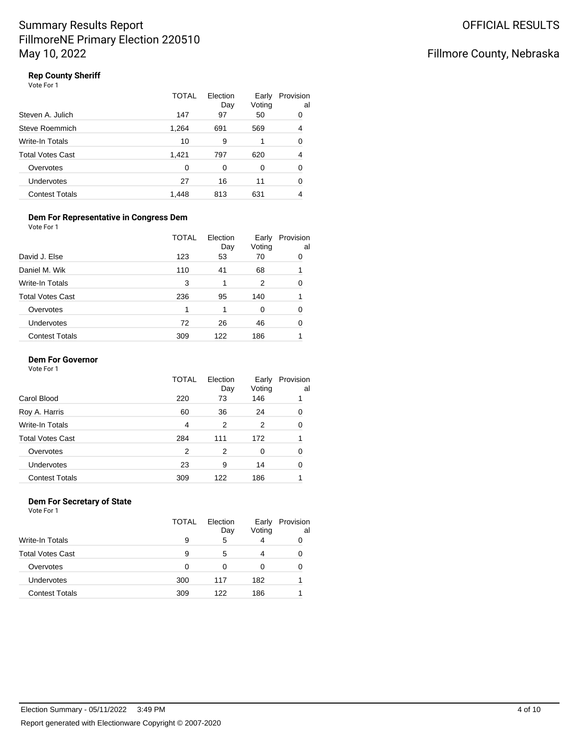Summary Results Report
FillmoreNE Primary Election 220510
May 10, 2022

OFFICIAL RESULTS

Fillmore County, Nebraska

### Rep County Sheriff

Vote For 1

| | TOTAL | Election Day | Early Voting | Provisional |
|---|---|---|---|---|
| Steven A. Julich | 147 | 97 | 50 | 0 |
| Steve Roemmich | 1,264 | 691 | 569 | 4 |
| Write-In Totals | 10 | 9 | 1 | 0 |
| Total Votes Cast | 1,421 | 797 | 620 | 4 |
| Overvotes | 0 | 0 | 0 | 0 |
| Undervotes | 27 | 16 | 11 | 0 |
| Contest Totals | 1,448 | 813 | 631 | 4 |

### Dem For Representative in Congress Dem

Vote For 1

| | TOTAL | Election Day | Early Voting | Provisional |
|---|---|---|---|---|
| David J. Else | 123 | 53 | 70 | 0 |
| Daniel M. Wik | 110 | 41 | 68 | 1 |
| Write-In Totals | 3 | 1 | 2 | 0 |
| Total Votes Cast | 236 | 95 | 140 | 1 |
| Overvotes | 1 | 1 | 0 | 0 |
| Undervotes | 72 | 26 | 46 | 0 |
| Contest Totals | 309 | 122 | 186 | 1 |

### Dem For Governor

Vote For 1

| | TOTAL | Election Day | Early Voting | Provisional |
|---|---|---|---|---|
| Carol Blood | 220 | 73 | 146 | 1 |
| Roy A. Harris | 60 | 36 | 24 | 0 |
| Write-In Totals | 4 | 2 | 2 | 0 |
| Total Votes Cast | 284 | 111 | 172 | 1 |
| Overvotes | 2 | 2 | 0 | 0 |
| Undervotes | 23 | 9 | 14 | 0 |
| Contest Totals | 309 | 122 | 186 | 1 |

### Dem For Secretary of State

Vote For 1

| | TOTAL | Election Day | Early Voting | Provisional |
|---|---|---|---|---|
| Write-In Totals | 9 | 5 | 4 | 0 |
| Total Votes Cast | 9 | 5 | 4 | 0 |
| Overvotes | 0 | 0 | 0 | 0 |
| Undervotes | 300 | 117 | 182 | 1 |
| Contest Totals | 309 | 122 | 186 | 1 |

Election Summary - 05/11/2022 3:49 PM

Report generated with Electionware Copyright © 2007-2020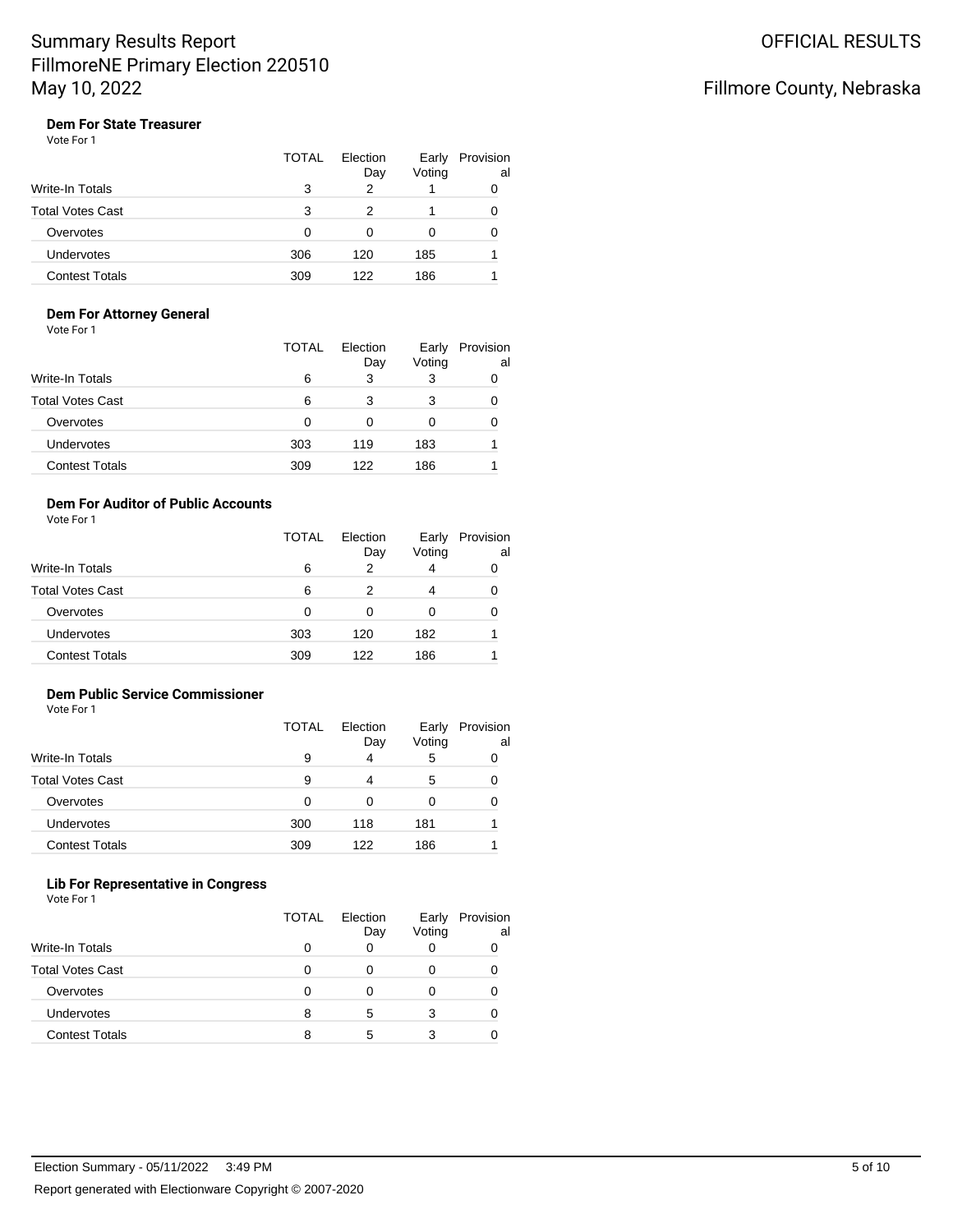# Summary Results Report
## FillmoreNE Primary Election 220510
## May 10, 2022

OFFICIAL RESULTS

Fillmore County, Nebraska

### Dem For State Treasurer

Vote For 1

| | TOTAL | Election Day | Early Voting | Provisional |
|---|---|---|---|---|
| Write-In Totals | 3 | 2 | 1 | 0 |
| Total Votes Cast | 3 | 2 | 1 | 0 |
| Overvotes | 0 | 0 | 0 | 0 |
| Undervotes | 306 | 120 | 185 | 1 |
| Contest Totals | 309 | 122 | 186 | 1 |

### Dem For Attorney General

Vote For 1

| | TOTAL | Election Day | Early Voting | Provisional |
|---|---|---|---|---|
| Write-In Totals | 6 | 3 | 3 | 0 |
| Total Votes Cast | 6 | 3 | 3 | 0 |
| Overvotes | 0 | 0 | 0 | 0 |
| Undervotes | 303 | 119 | 183 | 1 |
| Contest Totals | 309 | 122 | 186 | 1 |

### Dem For Auditor of Public Accounts

Vote For 1

| | TOTAL | Election Day | Early Voting | Provisional |
|---|---|---|---|---|
| Write-In Totals | 6 | 2 | 4 | 0 |
| Total Votes Cast | 6 | 2 | 4 | 0 |
| Overvotes | 0 | 0 | 0 | 0 |
| Undervotes | 303 | 120 | 182 | 1 |
| Contest Totals | 309 | 122 | 186 | 1 |

### Dem Public Service Commissioner

Vote For 1

| | TOTAL | Election Day | Early Voting | Provisional |
|---|---|---|---|---|
| Write-In Totals | 9 | 4 | 5 | 0 |
| Total Votes Cast | 9 | 4 | 5 | 0 |
| Overvotes | 0 | 0 | 0 | 0 |
| Undervotes | 300 | 118 | 181 | 1 |
| Contest Totals | 309 | 122 | 186 | 1 |

### Lib For Representative in Congress

Vote For 1

| | TOTAL | Election Day | Early Voting | Provisional |
|---|---|---|---|---|
| Write-In Totals | 0 | 0 | 0 | 0 |
| Total Votes Cast | 0 | 0 | 0 | 0 |
| Overvotes | 0 | 0 | 0 | 0 |
| Undervotes | 8 | 5 | 3 | 0 |
| Contest Totals | 8 | 5 | 3 | 0 |

Election Summary - 05/11/2022 3:49 PM

Report generated with Electionware Copyright © 2007-2020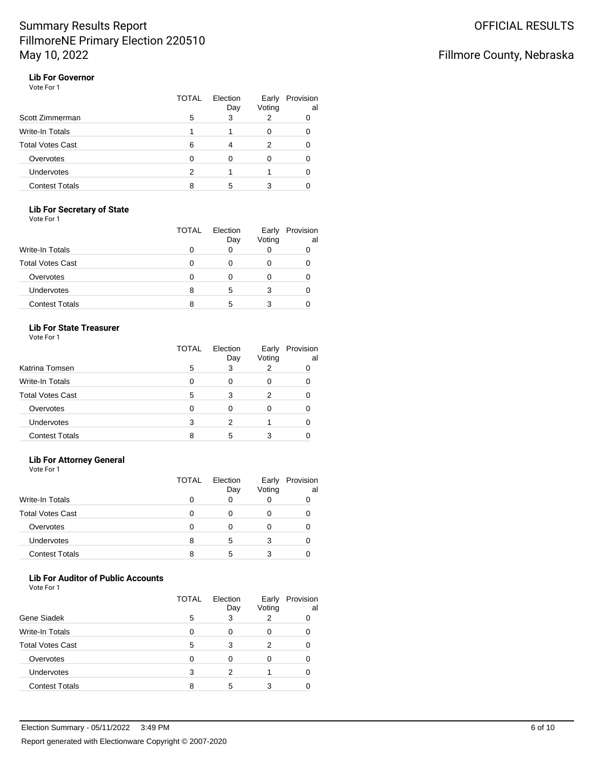# Summary Results Report
## FillmoreNE Primary Election 220510
## May 10, 2022

OFFICIAL RESULTS

Fillmore County, Nebraska

### Lib For Governor

Vote For 1

| | TOTAL | Election Day | Early Voting | Provisional |
|---|---|---|---|---|
| Scott Zimmerman | 5 | 3 | 2 | 0 |
| Write-In Totals | 1 | 1 | 0 | 0 |
| Total Votes Cast | 6 | 4 | 2 | 0 |
| Overvotes | 0 | 0 | 0 | 0 |
| Undervotes | 2 | 1 | 1 | 0 |
| Contest Totals | 8 | 5 | 3 | 0 |

### Lib For Secretary of State

Vote For 1

| | TOTAL | Election Day | Early Voting | Provisional |
|---|---|---|---|---|
| Write-In Totals | 0 | 0 | 0 | 0 |
| Total Votes Cast | 0 | 0 | 0 | 0 |
| Overvotes | 0 | 0 | 0 | 0 |
| Undervotes | 8 | 5 | 3 | 0 |
| Contest Totals | 8 | 5 | 3 | 0 |

### Lib For State Treasurer

Vote For 1

| | TOTAL | Election Day | Early Voting | Provisional |
|---|---|---|---|---|
| Katrina Tomsen | 5 | 3 | 2 | 0 |
| Write-In Totals | 0 | 0 | 0 | 0 |
| Total Votes Cast | 5 | 3 | 2 | 0 |
| Overvotes | 0 | 0 | 0 | 0 |
| Undervotes | 3 | 2 | 1 | 0 |
| Contest Totals | 8 | 5 | 3 | 0 |

### Lib For Attorney General

Vote For 1

| | TOTAL | Election Day | Early Voting | Provisional |
|---|---|---|---|---|
| Write-In Totals | 0 | 0 | 0 | 0 |
| Total Votes Cast | 0 | 0 | 0 | 0 |
| Overvotes | 0 | 0 | 0 | 0 |
| Undervotes | 8 | 5 | 3 | 0 |
| Contest Totals | 8 | 5 | 3 | 0 |

### Lib For Auditor of Public Accounts

Vote For 1

| | TOTAL | Election Day | Early Voting | Provisional |
|---|---|---|---|---|
| Gene Siadek | 5 | 3 | 2 | 0 |
| Write-In Totals | 0 | 0 | 0 | 0 |
| Total Votes Cast | 5 | 3 | 2 | 0 |
| Overvotes | 0 | 0 | 0 | 0 |
| Undervotes | 3 | 2 | 1 | 0 |
| Contest Totals | 8 | 5 | 3 | 0 |

Election Summary - 05/11/2022 3:49 PM

Report generated with Electionware Copyright © 2007-2020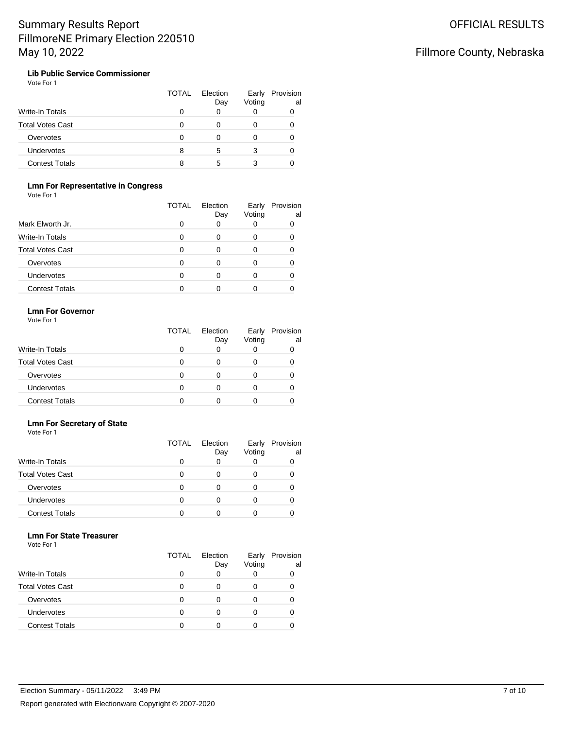# Summary Results Report
# FillmoreNE Primary Election 220510
# May 10, 2022

OFFICIAL RESULTS

Fillmore County, Nebraska

### Lib Public Service Commissioner

Vote For 1

| | TOTAL | Election Day | Early Voting | Provisional |
|---|---|---|---|---|
| Write-In Totals | 0 | 0 | 0 | 0 |
| Total Votes Cast | 0 | 0 | 0 | 0 |
| Overvotes | 0 | 0 | 0 | 0 |
| Undervotes | 8 | 5 | 3 | 0 |
| Contest Totals | 8 | 5 | 3 | 0 |

### Lmn For Representative in Congress

Vote For 1

| | TOTAL | Election Day | Early Voting | Provisional |
|---|---|---|---|---|
| Mark Elworth Jr. | 0 | 0 | 0 | 0 |
| Write-In Totals | 0 | 0 | 0 | 0 |
| Total Votes Cast | 0 | 0 | 0 | 0 |
| Overvotes | 0 | 0 | 0 | 0 |
| Undervotes | 0 | 0 | 0 | 0 |
| Contest Totals | 0 | 0 | 0 | 0 |

### Lmn For Governor

Vote For 1

| | TOTAL | Election Day | Early Voting | Provisional |
|---|---|---|---|---|
| Write-In Totals | 0 | 0 | 0 | 0 |
| Total Votes Cast | 0 | 0 | 0 | 0 |
| Overvotes | 0 | 0 | 0 | 0 |
| Undervotes | 0 | 0 | 0 | 0 |
| Contest Totals | 0 | 0 | 0 | 0 |

### Lmn For Secretary of State

Vote For 1

| | TOTAL | Election Day | Early Voting | Provisional |
|---|---|---|---|---|
| Write-In Totals | 0 | 0 | 0 | 0 |
| Total Votes Cast | 0 | 0 | 0 | 0 |
| Overvotes | 0 | 0 | 0 | 0 |
| Undervotes | 0 | 0 | 0 | 0 |
| Contest Totals | 0 | 0 | 0 | 0 |

### Lmn For State Treasurer

Vote For 1

| | TOTAL | Election Day | Early Voting | Provisional |
|---|---|---|---|---|
| Write-In Totals | 0 | 0 | 0 | 0 |
| Total Votes Cast | 0 | 0 | 0 | 0 |
| Overvotes | 0 | 0 | 0 | 0 |
| Undervotes | 0 | 0 | 0 | 0 |
| Contest Totals | 0 | 0 | 0 | 0 |

Election Summary - 05/11/2022 3:49 PM

Report generated with Electionware Copyright © 2007-2020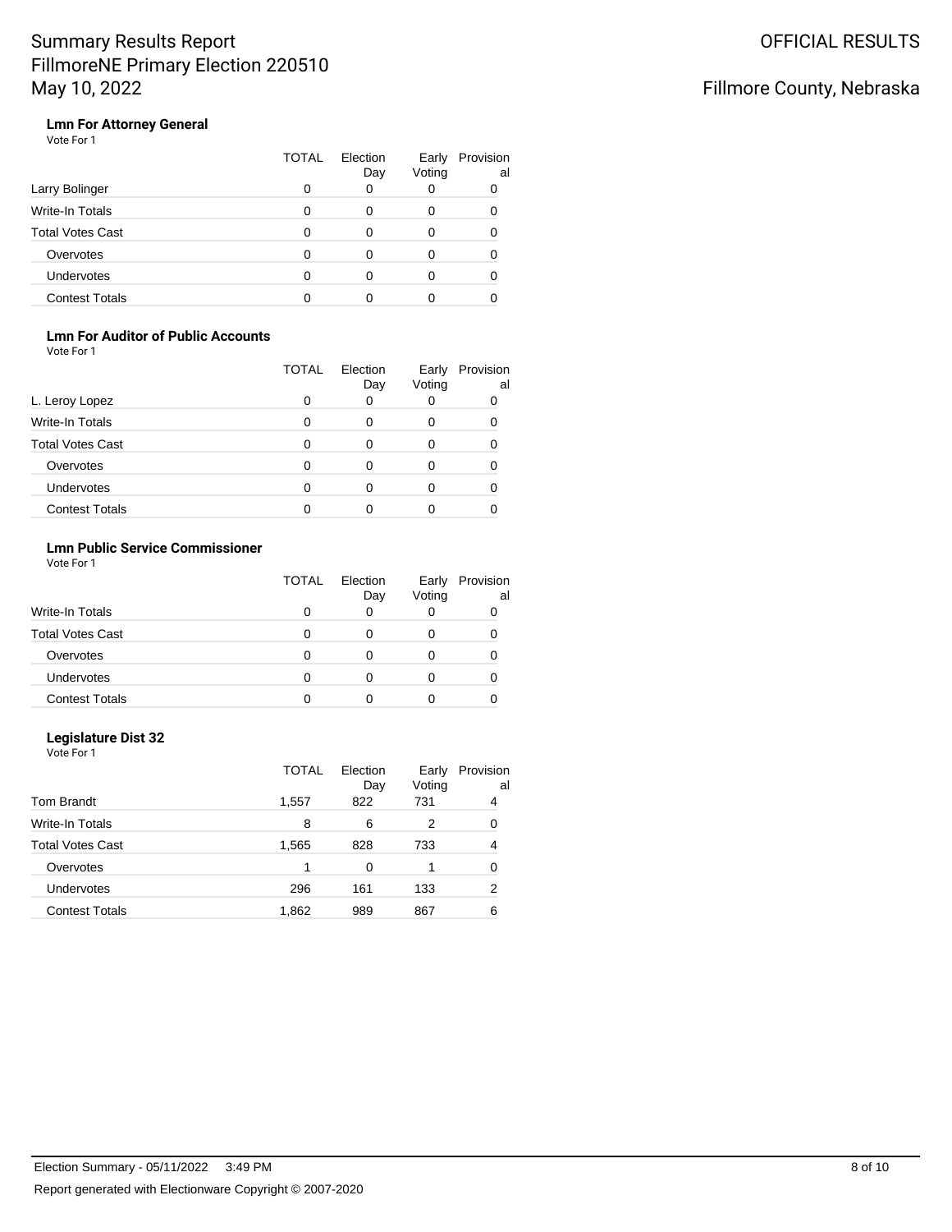# Summary Results Report
## FillmoreNE Primary Election 220510
## May 10, 2022

OFFICIAL RESULTS

Fillmore County, Nebraska

### Lmn For Attorney General

Vote For 1

| | TOTAL | Election Day | Early Voting | Provisional |
|---|---|---|---|---|
| Larry Bolinger | 0 | 0 | 0 | 0 |
| Write-In Totals | 0 | 0 | 0 | 0 |
| Total Votes Cast | 0 | 0 | 0 | 0 |
| Overvotes | 0 | 0 | 0 | 0 |
| Undervotes | 0 | 0 | 0 | 0 |
| Contest Totals | 0 | 0 | 0 | 0 |

### Lmn For Auditor of Public Accounts

Vote For 1

| | TOTAL | Election Day | Early Voting | Provisional |
|---|---|---|---|---|
| L. Leroy Lopez | 0 | 0 | 0 | 0 |
| Write-In Totals | 0 | 0 | 0 | 0 |
| Total Votes Cast | 0 | 0 | 0 | 0 |
| Overvotes | 0 | 0 | 0 | 0 |
| Undervotes | 0 | 0 | 0 | 0 |
| Contest Totals | 0 | 0 | 0 | 0 |

### Lmn Public Service Commissioner

Vote For 1

| | TOTAL | Election Day | Early Voting | Provisional |
|---|---|---|---|---|
| Write-In Totals | 0 | 0 | 0 | 0 |
| Total Votes Cast | 0 | 0 | 0 | 0 |
| Overvotes | 0 | 0 | 0 | 0 |
| Undervotes | 0 | 0 | 0 | 0 |
| Contest Totals | 0 | 0 | 0 | 0 |

### Legislature Dist 32

Vote For 1

| | TOTAL | Election Day | Early Voting | Provisional |
|---|---|---|---|---|
| Tom Brandt | 1,557 | 822 | 731 | 4 |
| Write-In Totals | 8 | 6 | 2 | 0 |
| Total Votes Cast | 1,565 | 828 | 733 | 4 |
| Overvotes | 1 | 0 | 1 | 0 |
| Undervotes | 296 | 161 | 133 | 2 |
| Contest Totals | 1,862 | 989 | 867 | 6 |

Election Summary - 05/11/2022 3:49 PM

Report generated with Electionware Copyright © 2007-2020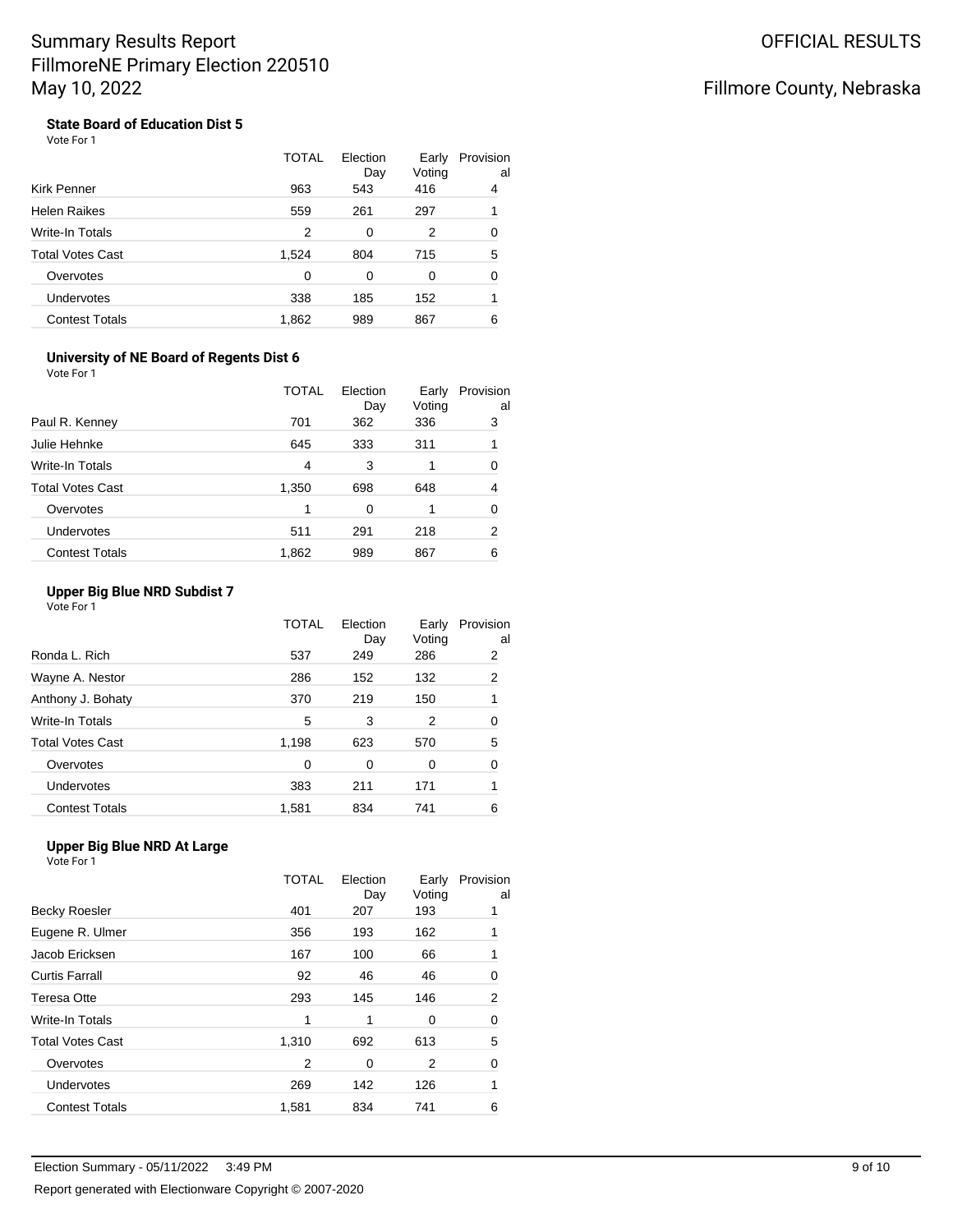# Summary Results Report
## FillmoreNE Primary Election 220510
## May 10, 2022

OFFICIAL RESULTS

Fillmore County, Nebraska

### State Board of Education Dist 5

Vote For 1

| | TOTAL | Election Day | Early Voting | Provisional |
|---|---|---|---|---|
| Kirk Penner | 963 | 543 | 416 | 4 |
| Helen Raikes | 559 | 261 | 297 | 1 |
| Write-In Totals | 2 | 0 | 2 | 0 |
| Total Votes Cast | 1,524 | 804 | 715 | 5 |
| Overvotes | 0 | 0 | 0 | 0 |
| Undervotes | 338 | 185 | 152 | 1 |
| Contest Totals | 1,862 | 989 | 867 | 6 |

### University of NE Board of Regents Dist 6

Vote For 1

| | TOTAL | Election Day | Early Voting | Provisional |
|---|---|---|---|---|
| Paul R. Kenney | 701 | 362 | 336 | 3 |
| Julie Hehnke | 645 | 333 | 311 | 1 |
| Write-In Totals | 4 | 3 | 1 | 0 |
| Total Votes Cast | 1,350 | 698 | 648 | 4 |
| Overvotes | 1 | 0 | 1 | 0 |
| Undervotes | 511 | 291 | 218 | 2 |
| Contest Totals | 1,862 | 989 | 867 | 6 |

### Upper Big Blue NRD Subdist 7

Vote For 1

| | TOTAL | Election Day | Early Voting | Provisional |
|---|---|---|---|---|
| Ronda L. Rich | 537 | 249 | 286 | 2 |
| Wayne A. Nestor | 286 | 152 | 132 | 2 |
| Anthony J. Bohaty | 370 | 219 | 150 | 1 |
| Write-In Totals | 5 | 3 | 2 | 0 |
| Total Votes Cast | 1,198 | 623 | 570 | 5 |
| Overvotes | 0 | 0 | 0 | 0 |
| Undervotes | 383 | 211 | 171 | 1 |
| Contest Totals | 1,581 | 834 | 741 | 6 |

### Upper Big Blue NRD At Large

Vote For 1

| | TOTAL | Election Day | Early Voting | Provisional |
|---|---|---|---|---|
| Becky Roesler | 401 | 207 | 193 | 1 |
| Eugene R. Ulmer | 356 | 193 | 162 | 1 |
| Jacob Ericksen | 167 | 100 | 66 | 1 |
| Curtis Farrall | 92 | 46 | 46 | 0 |
| Teresa Otte | 293 | 145 | 146 | 2 |
| Write-In Totals | 1 | 1 | 0 | 0 |
| Total Votes Cast | 1,310 | 692 | 613 | 5 |
| Overvotes | 2 | 0 | 2 | 0 |
| Undervotes | 269 | 142 | 126 | 1 |
| Contest Totals | 1,581 | 834 | 741 | 6 |

Election Summary - 05/11/2022 3:49 PM

Report generated with Electionware Copyright © 2007-2020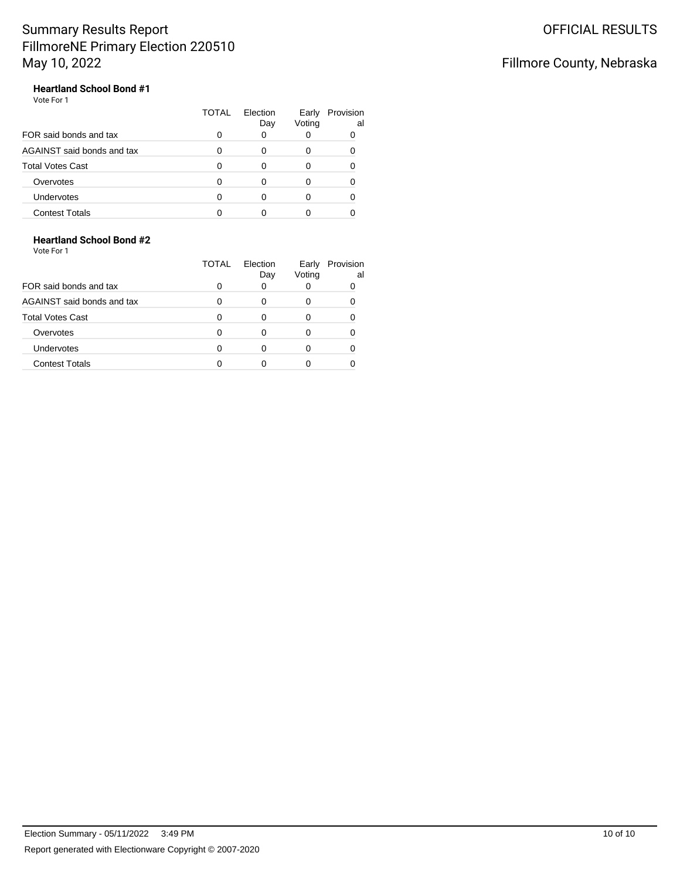### Heartland School Bond #1

Vote For 1

| | TOTAL | Election Day | Early Voting | Provisional |
|---|---|---|---|---|
| FOR said bonds and tax | 0 | 0 | 0 | 0 |
| AGAINST said bonds and tax | 0 | 0 | 0 | 0 |
| Total Votes Cast | 0 | 0 | 0 | 0 |
| Overvotes | 0 | 0 | 0 | 0 |
| Undervotes | 0 | 0 | 0 | 0 |
| Contest Totals | 0 | 0 | 0 | 0 |

### Heartland School Bond #2

Vote For 1

| | TOTAL | Election Day | Early Voting | Provisional |
|---|---|---|---|---|
| FOR said bonds and tax | 0 | 0 | 0 | 0 |
| AGAINST said bonds and tax | 0 | 0 | 0 | 0 |
| Total Votes Cast | 0 | 0 | 0 | 0 |
| Overvotes | 0 | 0 | 0 | 0 |
| Undervotes | 0 | 0 | 0 | 0 |
| Contest Totals | 0 | 0 | 0 | 0 |